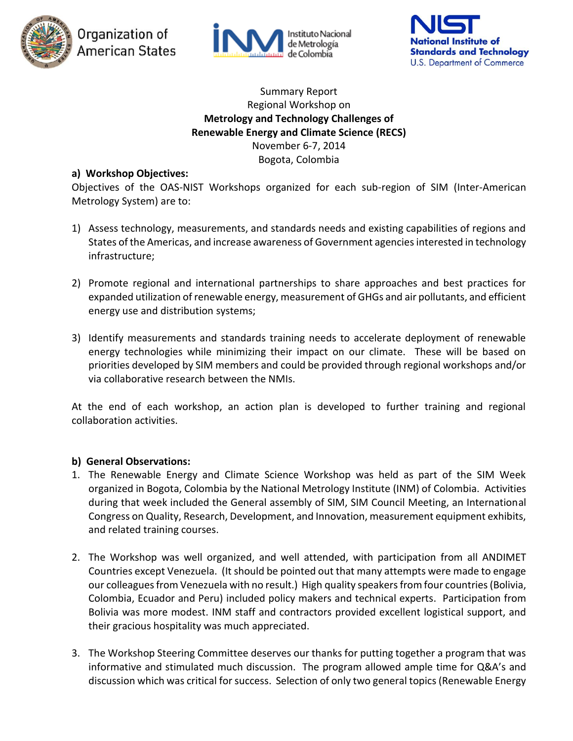Organization of American States

Instituto Nacional de Metrología de Colombia

NIST National Institute of Standards and Technology U.S. Department of Commerce

Summary Report
Regional Workshop on
**Metrology and Technology Challenges of**
**Renewable Energy and Climate Science (RECS)**
November 6-7, 2014
Bogota, Colombia

**a) Workshop Objectives:**

Objectives of the OAS-NIST Workshops organized for each sub-region of SIM (Inter-American Metrology System) are to:

1) Assess technology, measurements, and standards needs and existing capabilities of regions and States of the Americas, and increase awareness of Government agencies interested in technology infrastructure;

2) Promote regional and international partnerships to share approaches and best practices for expanded utilization of renewable energy, measurement of GHGs and air pollutants, and efficient energy use and distribution systems;

3) Identify measurements and standards training needs to accelerate deployment of renewable energy technologies while minimizing their impact on our climate. These will be based on priorities developed by SIM members and could be provided through regional workshops and/or via collaborative research between the NMIs.

At the end of each workshop, an action plan is developed to further training and regional collaboration activities.

**b) General Observations:**

1. The Renewable Energy and Climate Science Workshop was held as part of the SIM Week organized in Bogota, Colombia by the National Metrology Institute (INM) of Colombia. Activities during that week included the General assembly of SIM, SIM Council Meeting, an International Congress on Quality, Research, Development, and Innovation, measurement equipment exhibits, and related training courses.

2. The Workshop was well organized, and well attended, with participation from all ANDIMET Countries except Venezuela. (It should be pointed out that many attempts were made to engage our colleagues from Venezuela with no result.) High quality speakers from four countries (Bolivia, Colombia, Ecuador and Peru) included policy makers and technical experts. Participation from Bolivia was more modest. INM staff and contractors provided excellent logistical support, and their gracious hospitality was much appreciated.

3. The Workshop Steering Committee deserves our thanks for putting together a program that was informative and stimulated much discussion. The program allowed ample time for Q&A's and discussion which was critical for success. Selection of only two general topics (Renewable Energy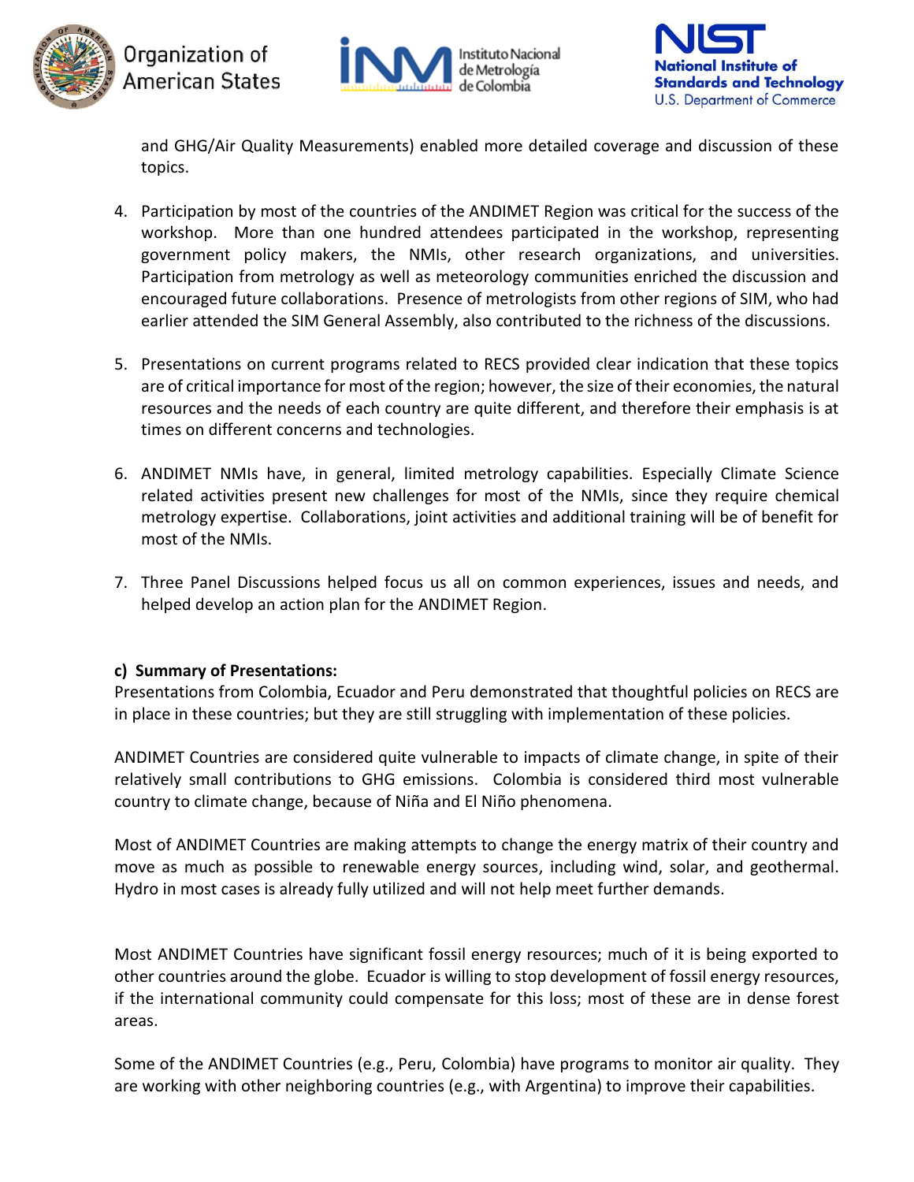and GHG/Air Quality Measurements) enabled more detailed coverage and discussion of these topics.

4. Participation by most of the countries of the ANDIMET Region was critical for the success of the workshop. More than one hundred attendees participated in the workshop, representing government policy makers, the NMIs, other research organizations, and universities. Participation from metrology as well as meteorology communities enriched the discussion and encouraged future collaborations. Presence of metrologists from other regions of SIM, who had earlier attended the SIM General Assembly, also contributed to the richness of the discussions.

5. Presentations on current programs related to RECS provided clear indication that these topics are of critical importance for most of the region; however, the size of their economies, the natural resources and the needs of each country are quite different, and therefore their emphasis is at times on different concerns and technologies.

6. ANDIMET NMIs have, in general, limited metrology capabilities. Especially Climate Science related activities present new challenges for most of the NMIs, since they require chemical metrology expertise. Collaborations, joint activities and additional training will be of benefit for most of the NMIs.

7. Three Panel Discussions helped focus us all on common experiences, issues and needs, and helped develop an action plan for the ANDIMET Region.

**c) Summary of Presentations:**

Presentations from Colombia, Ecuador and Peru demonstrated that thoughtful policies on RECS are in place in these countries; but they are still struggling with implementation of these policies.

ANDIMET Countries are considered quite vulnerable to impacts of climate change, in spite of their relatively small contributions to GHG emissions. Colombia is considered third most vulnerable country to climate change, because of Niña and El Niño phenomena.

Most of ANDIMET Countries are making attempts to change the energy matrix of their country and move as much as possible to renewable energy sources, including wind, solar, and geothermal. Hydro in most cases is already fully utilized and will not help meet further demands.

Most ANDIMET Countries have significant fossil energy resources; much of it is being exported to other countries around the globe. Ecuador is willing to stop development of fossil energy resources, if the international community could compensate for this loss; most of these are in dense forest areas.

Some of the ANDIMET Countries (e.g., Peru, Colombia) have programs to monitor air quality. They are working with other neighboring countries (e.g., with Argentina) to improve their capabilities.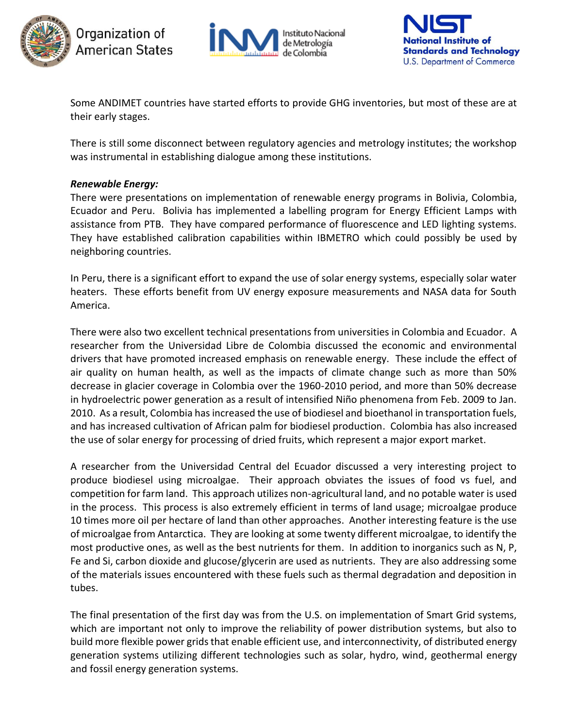Some ANDIMET countries have started efforts to provide GHG inventories, but most of these are at their early stages.

There is still some disconnect between regulatory agencies and metrology institutes; the workshop was instrumental in establishing dialogue among these institutions.

***Renewable Energy:***

There were presentations on implementation of renewable energy programs in Bolivia, Colombia, Ecuador and Peru. Bolivia has implemented a labelling program for Energy Efficient Lamps with assistance from PTB. They have compared performance of fluorescence and LED lighting systems. They have established calibration capabilities within IBMETRO which could possibly be used by neighboring countries.

In Peru, there is a significant effort to expand the use of solar energy systems, especially solar water heaters. These efforts benefit from UV energy exposure measurements and NASA data for South America.

There were also two excellent technical presentations from universities in Colombia and Ecuador. A researcher from the Universidad Libre de Colombia discussed the economic and environmental drivers that have promoted increased emphasis on renewable energy. These include the effect of air quality on human health, as well as the impacts of climate change such as more than 50% decrease in glacier coverage in Colombia over the 1960-2010 period, and more than 50% decrease in hydroelectric power generation as a result of intensified Niño phenomena from Feb. 2009 to Jan. 2010. As a result, Colombia has increased the use of biodiesel and bioethanol in transportation fuels, and has increased cultivation of African palm for biodiesel production. Colombia has also increased the use of solar energy for processing of dried fruits, which represent a major export market.

A researcher from the Universidad Central del Ecuador discussed a very interesting project to produce biodiesel using microalgae. Their approach obviates the issues of food vs fuel, and competition for farm land. This approach utilizes non-agricultural land, and no potable water is used in the process. This process is also extremely efficient in terms of land usage; microalgae produce 10 times more oil per hectare of land than other approaches. Another interesting feature is the use of microalgae from Antarctica. They are looking at some twenty different microalgae, to identify the most productive ones, as well as the best nutrients for them. In addition to inorganics such as N, P, Fe and Si, carbon dioxide and glucose/glycerin are used as nutrients. They are also addressing some of the materials issues encountered with these fuels such as thermal degradation and deposition in tubes.

The final presentation of the first day was from the U.S. on implementation of Smart Grid systems, which are important not only to improve the reliability of power distribution systems, but also to build more flexible power grids that enable efficient use, and interconnectivity, of distributed energy generation systems utilizing different technologies such as solar, hydro, wind, geothermal energy and fossil energy generation systems.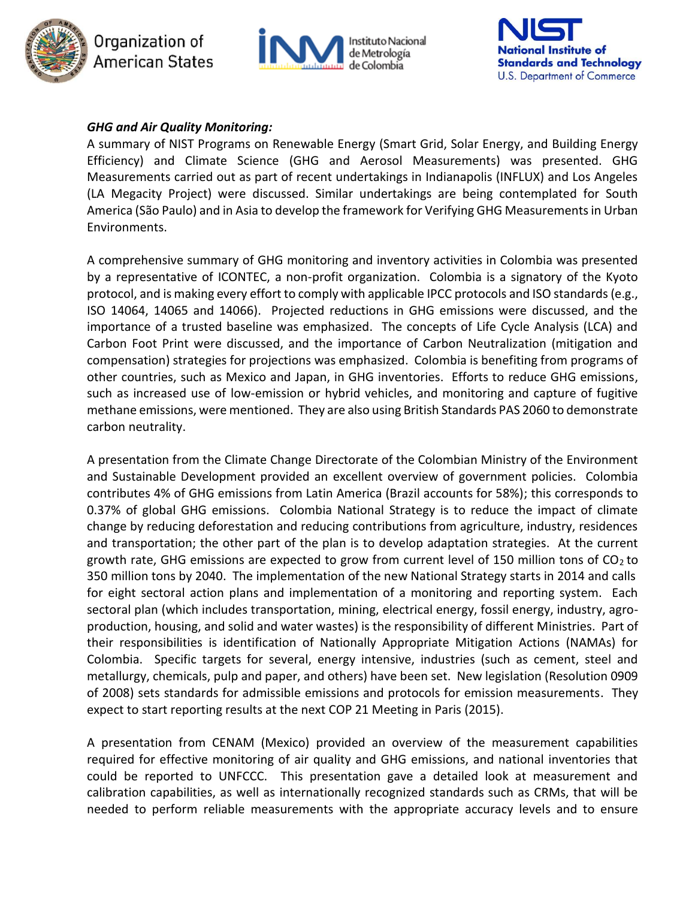***GHG and Air Quality Monitoring:***

A summary of NIST Programs on Renewable Energy (Smart Grid, Solar Energy, and Building Energy Efficiency) and Climate Science (GHG and Aerosol Measurements) was presented. GHG Measurements carried out as part of recent undertakings in Indianapolis (INFLUX) and Los Angeles (LA Megacity Project) were discussed. Similar undertakings are being contemplated for South America (São Paulo) and in Asia to develop the framework for Verifying GHG Measurements in Urban Environments.

A comprehensive summary of GHG monitoring and inventory activities in Colombia was presented by a representative of ICONTEC, a non-profit organization. Colombia is a signatory of the Kyoto protocol, and is making every effort to comply with applicable IPCC protocols and ISO standards (e.g., ISO 14064, 14065 and 14066). Projected reductions in GHG emissions were discussed, and the importance of a trusted baseline was emphasized. The concepts of Life Cycle Analysis (LCA) and Carbon Foot Print were discussed, and the importance of Carbon Neutralization (mitigation and compensation) strategies for projections was emphasized. Colombia is benefiting from programs of other countries, such as Mexico and Japan, in GHG inventories. Efforts to reduce GHG emissions, such as increased use of low-emission or hybrid vehicles, and monitoring and capture of fugitive methane emissions, were mentioned. They are also using British Standards PAS 2060 to demonstrate carbon neutrality.

A presentation from the Climate Change Directorate of the Colombian Ministry of the Environment and Sustainable Development provided an excellent overview of government policies. Colombia contributes 4% of GHG emissions from Latin America (Brazil accounts for 58%); this corresponds to 0.37% of global GHG emissions. Colombia National Strategy is to reduce the impact of climate change by reducing deforestation and reducing contributions from agriculture, industry, residences and transportation; the other part of the plan is to develop adaptation strategies. At the current growth rate, GHG emissions are expected to grow from current level of 150 million tons of $CO_2$ to 350 million tons by 2040. The implementation of the new National Strategy starts in 2014 and calls for eight sectoral action plans and implementation of a monitoring and reporting system. Each sectoral plan (which includes transportation, mining, electrical energy, fossil energy, industry, agro-production, housing, and solid and water wastes) is the responsibility of different Ministries. Part of their responsibilities is identification of Nationally Appropriate Mitigation Actions (NAMAs) for Colombia. Specific targets for several, energy intensive, industries (such as cement, steel and metallurgy, chemicals, pulp and paper, and others) have been set. New legislation (Resolution 0909 of 2008) sets standards for admissible emissions and protocols for emission measurements. They expect to start reporting results at the next COP 21 Meeting in Paris (2015).

A presentation from CENAM (Mexico) provided an overview of the measurement capabilities required for effective monitoring of air quality and GHG emissions, and national inventories that could be reported to UNFCCC. This presentation gave a detailed look at measurement and calibration capabilities, as well as internationally recognized standards such as CRMs, that will be needed to perform reliable measurements with the appropriate accuracy levels and to ensure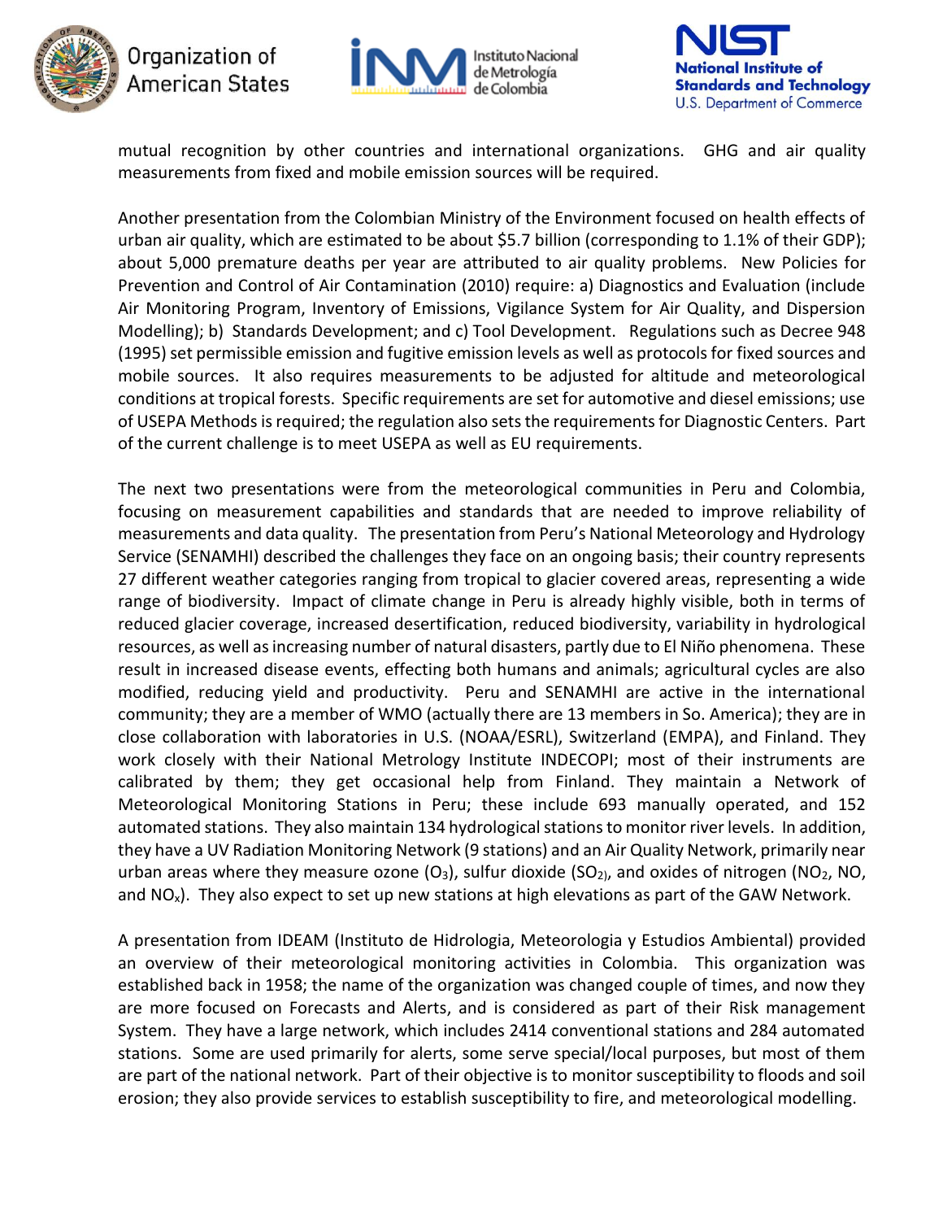mutual recognition by other countries and international organizations. GHG and air quality measurements from fixed and mobile emission sources will be required.

Another presentation from the Colombian Ministry of the Environment focused on health effects of urban air quality, which are estimated to be about $5.7 billion (corresponding to 1.1% of their GDP); about 5,000 premature deaths per year are attributed to air quality problems. New Policies for Prevention and Control of Air Contamination (2010) require: a) Diagnostics and Evaluation (include Air Monitoring Program, Inventory of Emissions, Vigilance System for Air Quality, and Dispersion Modelling); b) Standards Development; and c) Tool Development. Regulations such as Decree 948 (1995) set permissible emission and fugitive emission levels as well as protocols for fixed sources and mobile sources. It also requires measurements to be adjusted for altitude and meteorological conditions at tropical forests. Specific requirements are set for automotive and diesel emissions; use of USEPA Methods is required; the regulation also sets the requirements for Diagnostic Centers. Part of the current challenge is to meet USEPA as well as EU requirements.

The next two presentations were from the meteorological communities in Peru and Colombia, focusing on measurement capabilities and standards that are needed to improve reliability of measurements and data quality. The presentation from Peru's National Meteorology and Hydrology Service (SENAMHI) described the challenges they face on an ongoing basis; their country represents 27 different weather categories ranging from tropical to glacier covered areas, representing a wide range of biodiversity. Impact of climate change in Peru is already highly visible, both in terms of reduced glacier coverage, increased desertification, reduced biodiversity, variability in hydrological resources, as well as increasing number of natural disasters, partly due to El Niño phenomena. These result in increased disease events, effecting both humans and animals; agricultural cycles are also modified, reducing yield and productivity. Peru and SENAMHI are active in the international community; they are a member of WMO (actually there are 13 members in So. America); they are in close collaboration with laboratories in U.S. (NOAA/ESRL), Switzerland (EMPA), and Finland. They work closely with their National Metrology Institute INDECOPI; most of their instruments are calibrated by them; they get occasional help from Finland. They maintain a Network of Meteorological Monitoring Stations in Peru; these include 693 manually operated, and 152 automated stations. They also maintain 134 hydrological stations to monitor river levels. In addition, they have a UV Radiation Monitoring Network (9 stations) and an Air Quality Network, primarily near urban areas where they measure ozone ($O_3$), sulfur dioxide ($SO_2$), and oxides of nitrogen ($NO_2$, NO, and $NO_x$). They also expect to set up new stations at high elevations as part of the GAW Network.

A presentation from IDEAM (Instituto de Hidrologia, Meteorologia y Estudios Ambiental) provided an overview of their meteorological monitoring activities in Colombia. This organization was established back in 1958; the name of the organization was changed couple of times, and now they are more focused on Forecasts and Alerts, and is considered as part of their Risk management System. They have a large network, which includes 2414 conventional stations and 284 automated stations. Some are used primarily for alerts, some serve special/local purposes, but most of them are part of the national network. Part of their objective is to monitor susceptibility to floods and soil erosion; they also provide services to establish susceptibility to fire, and meteorological modelling.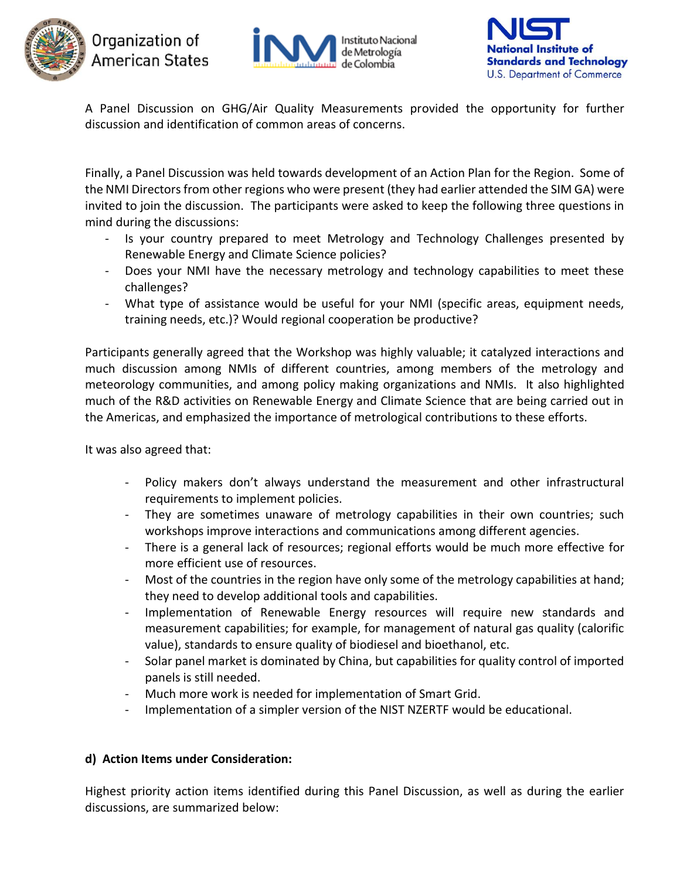A Panel Discussion on GHG/Air Quality Measurements provided the opportunity for further discussion and identification of common areas of concerns.

Finally, a Panel Discussion was held towards development of an Action Plan for the Region. Some of the NMI Directors from other regions who were present (they had earlier attended the SIM GA) were invited to join the discussion. The participants were asked to keep the following three questions in mind during the discussions:

- Is your country prepared to meet Metrology and Technology Challenges presented by Renewable Energy and Climate Science policies?
- Does your NMI have the necessary metrology and technology capabilities to meet these challenges?
- What type of assistance would be useful for your NMI (specific areas, equipment needs, training needs, etc.)? Would regional cooperation be productive?

Participants generally agreed that the Workshop was highly valuable; it catalyzed interactions and much discussion among NMIs of different countries, among members of the metrology and meteorology communities, and among policy making organizations and NMIs. It also highlighted much of the R&D activities on Renewable Energy and Climate Science that are being carried out in the Americas, and emphasized the importance of metrological contributions to these efforts.

It was also agreed that:

- Policy makers don't always understand the measurement and other infrastructural requirements to implement policies.
- They are sometimes unaware of metrology capabilities in their own countries; such workshops improve interactions and communications among different agencies.
- There is a general lack of resources; regional efforts would be much more effective for more efficient use of resources.
- Most of the countries in the region have only some of the metrology capabilities at hand; they need to develop additional tools and capabilities.
- Implementation of Renewable Energy resources will require new standards and measurement capabilities; for example, for management of natural gas quality (calorific value), standards to ensure quality of biodiesel and bioethanol, etc.
- Solar panel market is dominated by China, but capabilities for quality control of imported panels is still needed.
- Much more work is needed for implementation of Smart Grid.
- Implementation of a simpler version of the NIST NZERTF would be educational.

**d) Action Items under Consideration:**

Highest priority action items identified during this Panel Discussion, as well as during the earlier discussions, are summarized below: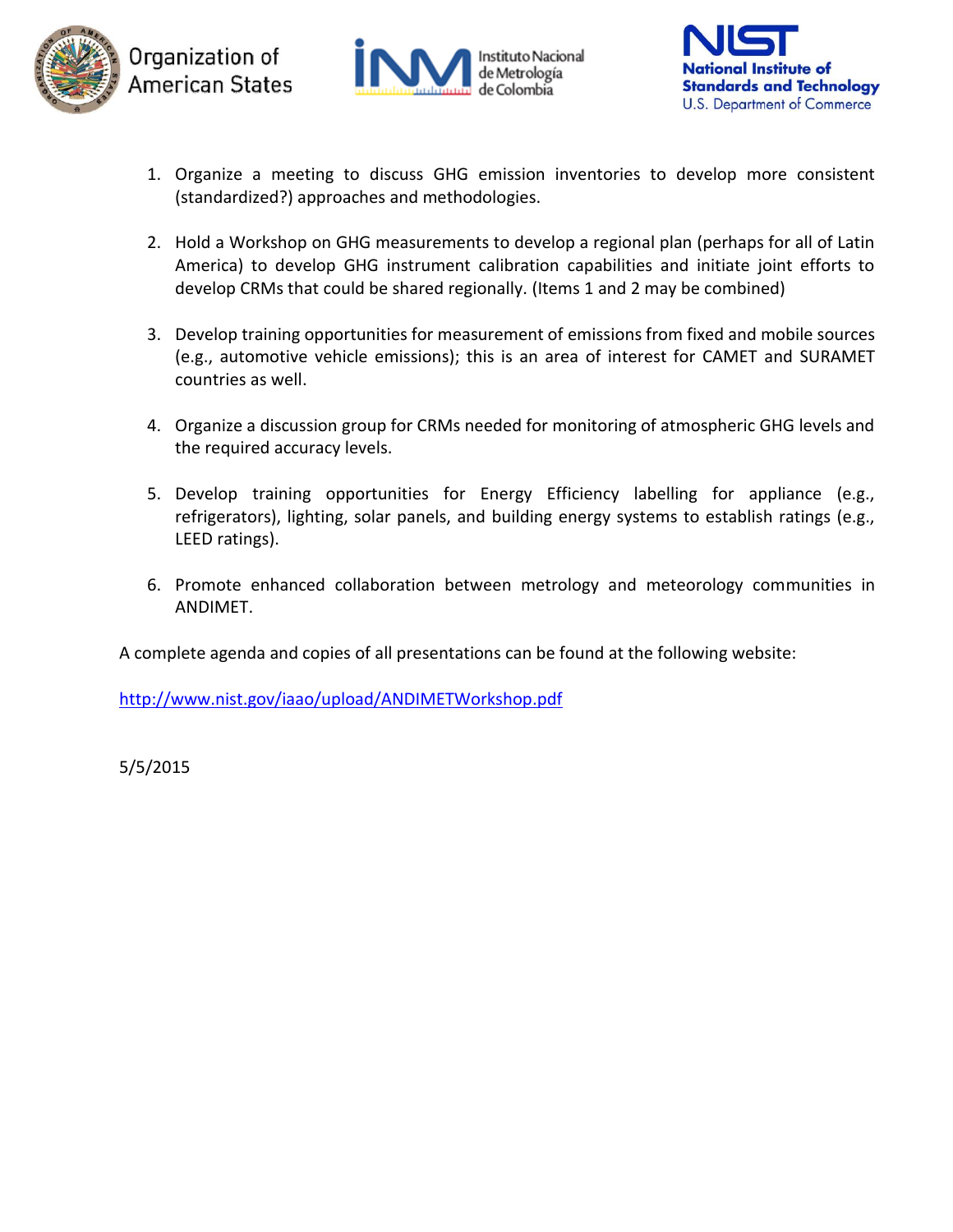1. Organize a meeting to discuss GHG emission inventories to develop more consistent (standardized?) approaches and methodologies.

2. Hold a Workshop on GHG measurements to develop a regional plan (perhaps for all of Latin America) to develop GHG instrument calibration capabilities and initiate joint efforts to develop CRMs that could be shared regionally. (Items 1 and 2 may be combined)

3. Develop training opportunities for measurement of emissions from fixed and mobile sources (e.g., automotive vehicle emissions); this is an area of interest for CAMET and SURAMET countries as well.

4. Organize a discussion group for CRMs needed for monitoring of atmospheric GHG levels and the required accuracy levels.

5. Develop training opportunities for Energy Efficiency labelling for appliance (e.g., refrigerators), lighting, solar panels, and building energy systems to establish ratings (e.g., LEED ratings).

6. Promote enhanced collaboration between metrology and meteorology communities in ANDIMET.

A complete agenda and copies of all presentations can be found at the following website:

[http://www.nist.gov/iaao/upload/ANDIMETWorkshop.pdf](http://www.nist.gov/iaao/upload/ANDIMETWorkshop.pdf)

5/5/2015